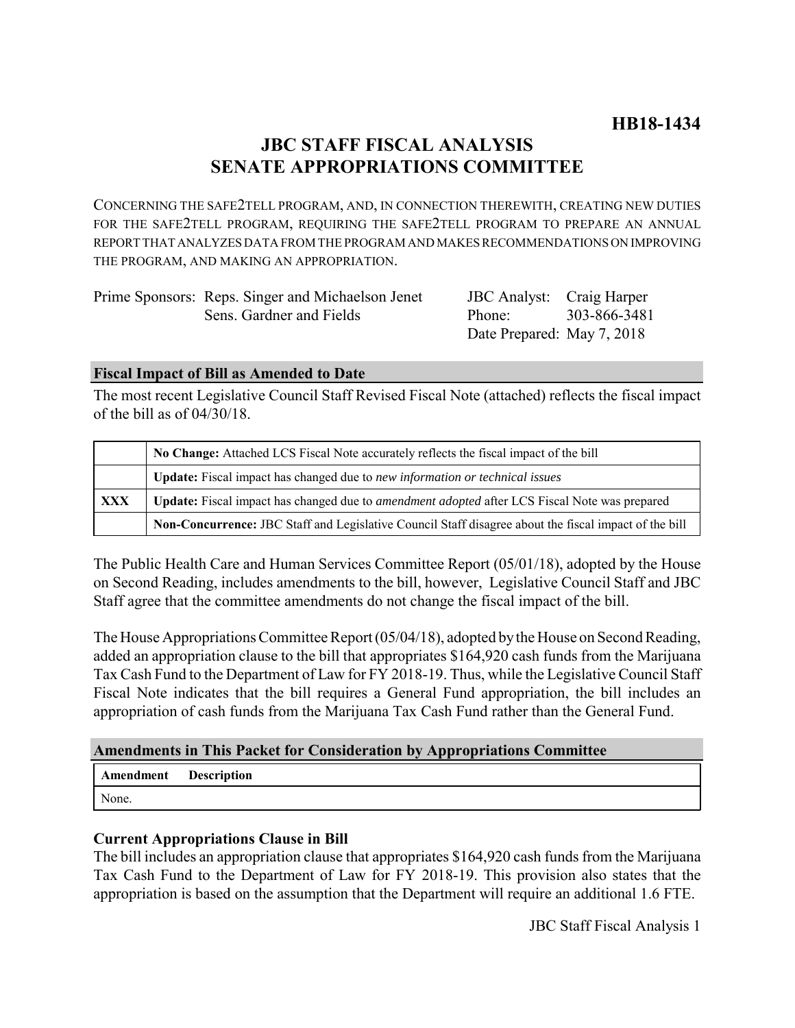**HB18-1434**

# JBC STAFF FISCAL ANALYSIS
# SENATE APPROPRIATIONS COMMITTEE

CONCERNING THE SAFE2TELL PROGRAM, AND, IN CONNECTION THEREWITH, CREATING NEW DUTIES FOR THE SAFE2TELL PROGRAM, REQUIRING THE SAFE2TELL PROGRAM TO PREPARE AN ANNUAL REPORT THAT ANALYZES DATA FROM THE PROGRAM AND MAKES RECOMMENDATIONS ON IMPROVING THE PROGRAM, AND MAKING AN APPROPRIATION.

| Prime Sponsors: | Reps. Singer and Michaelson Jenet | JBC Analyst: | Craig Harper |
|---|---|---|---|
| | Sens. Gardner and Fields | Phone: | 303-866-3481 |
| | | Date Prepared: | May 7, 2018 |

## Fiscal Impact of Bill as Amended to Date

The most recent Legislative Council Staff Revised Fiscal Note (attached) reflects the fiscal impact of the bill as of 04/30/18.

| | |
|---|---|
| | **No Change:** Attached LCS Fiscal Note accurately reflects the fiscal impact of the bill |
| | **Update:** Fiscal impact has changed due to *new information or technical issues* |
| **XXX** | **Update:** Fiscal impact has changed due to *amendment adopted* after LCS Fiscal Note was prepared |
| | **Non-Concurrence:** JBC Staff and Legislative Council Staff disagree about the fiscal impact of the bill |

The Public Health Care and Human Services Committee Report (05/01/18), adopted by the House on Second Reading, includes amendments to the bill, however, Legislative Council Staff and JBC Staff agree that the committee amendments do not change the fiscal impact of the bill.

The House Appropriations Committee Report (05/04/18), adopted by the House on Second Reading, added an appropriation clause to the bill that appropriates $164,920 cash funds from the Marijuana Tax Cash Fund to the Department of Law for FY 2018-19. Thus, while the Legislative Council Staff Fiscal Note indicates that the bill requires a General Fund appropriation, the bill includes an appropriation of cash funds from the Marijuana Tax Cash Fund rather than the General Fund.

## Amendments in This Packet for Consideration by Appropriations Committee

| Amendment | Description |
|---|---|
| None. | |

### Current Appropriations Clause in Bill

The bill includes an appropriation clause that appropriates $164,920 cash funds from the Marijuana Tax Cash Fund to the Department of Law for FY 2018-19. This provision also states that the appropriation is based on the assumption that the Department will require an additional 1.6 FTE.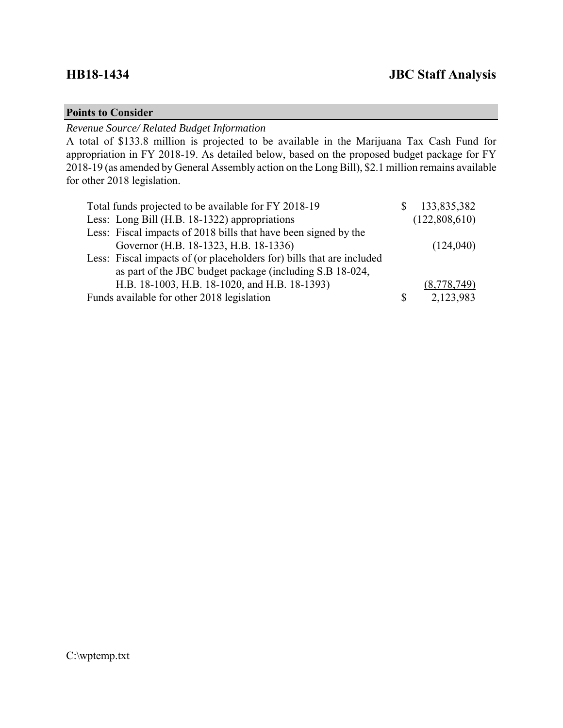## Points to Consider

*Revenue Source/ Related Budget Information*

A total of $133.8 million is projected to be available in the Marijuana Tax Cash Fund for appropriation in FY 2018-19. As detailed below, based on the proposed budget package for FY 2018-19 (as amended by General Assembly action on the Long Bill), $2.1 million remains available for other 2018 legislation.

| | |
|---|---|
| Total funds projected to be available for FY 2018-19 | $ 133,835,382 |
| Less: Long Bill (H.B. 18-1322) appropriations | (122,808,610) |
| Less: Fiscal impacts of 2018 bills that have been signed by the Governor (H.B. 18-1323, H.B. 18-1336) | (124,040) |
| Less: Fiscal impacts of (or placeholders for) bills that are included as part of the JBC budget package (including S.B 18-024, H.B. 18-1003, H.B. 18-1020, and H.B. 18-1393) | (8,778,749) |
| Funds available for other 2018 legislation | $ 2,123,983 |

C:\wptemp.txt